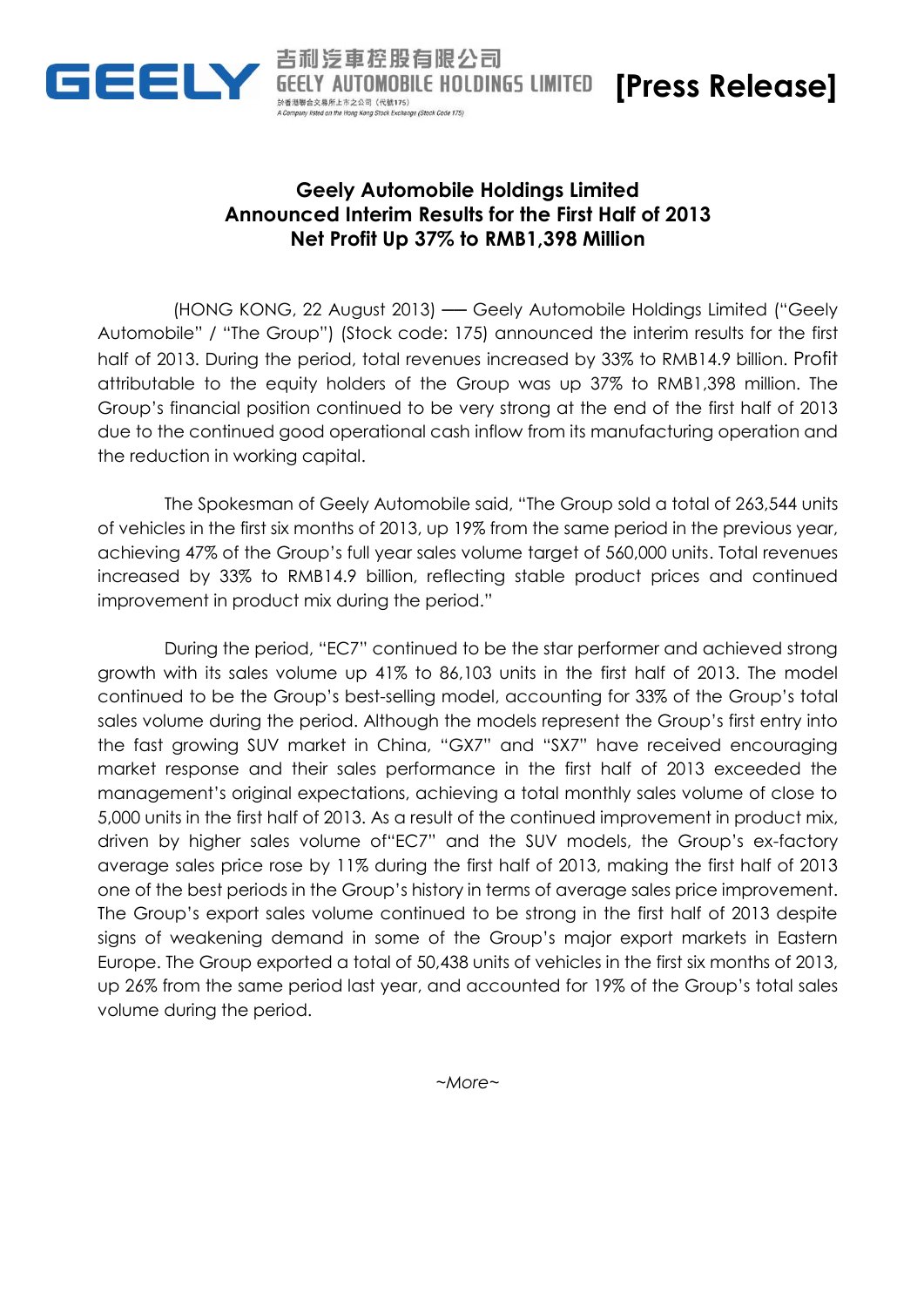吉利汽車控股有限公司
GEELY AUTOMOBILE HOLDINGS LIMITED
於香港聯合交易所上市之公司（代號175）
A Company listed on the Hong Kong Stock Exchange (Stock Code 175)

**[Press Release]**

## Geely Automobile Holdings Limited
## Announced Interim Results for the First Half of 2013
## Net Profit Up 37% to RMB1,398 Million

(HONG KONG, 22 August 2013) –– Geely Automobile Holdings Limited ("Geely Automobile" / "The Group") (Stock code: 175) announced the interim results for the first half of 2013. During the period, total revenues increased by 33% to RMB14.9 billion. Profit attributable to the equity holders of the Group was up 37% to RMB1,398 million. The Group's financial position continued to be very strong at the end of the first half of 2013 due to the continued good operational cash inflow from its manufacturing operation and the reduction in working capital.

The Spokesman of Geely Automobile said, "The Group sold a total of 263,544 units of vehicles in the first six months of 2013, up 19% from the same period in the previous year, achieving 47% of the Group's full year sales volume target of 560,000 units. Total revenues increased by 33% to RMB14.9 billion, reflecting stable product prices and continued improvement in product mix during the period."

During the period, "EC7" continued to be the star performer and achieved strong growth with its sales volume up 41% to 86,103 units in the first half of 2013. The model continued to be the Group's best-selling model, accounting for 33% of the Group's total sales volume during the period. Although the models represent the Group's first entry into the fast growing SUV market in China, "GX7" and "SX7" have received encouraging market response and their sales performance in the first half of 2013 exceeded the management's original expectations, achieving a total monthly sales volume of close to 5,000 units in the first half of 2013. As a result of the continued improvement in product mix, driven by higher sales volume of"EC7" and the SUV models, the Group's ex-factory average sales price rose by 11% during the first half of 2013, making the first half of 2013 one of the best periods in the Group's history in terms of average sales price improvement. The Group's export sales volume continued to be strong in the first half of 2013 despite signs of weakening demand in some of the Group's major export markets in Eastern Europe. The Group exported a total of 50,438 units of vehicles in the first six months of 2013, up 26% from the same period last year, and accounted for 19% of the Group's total sales volume during the period.

*~More~*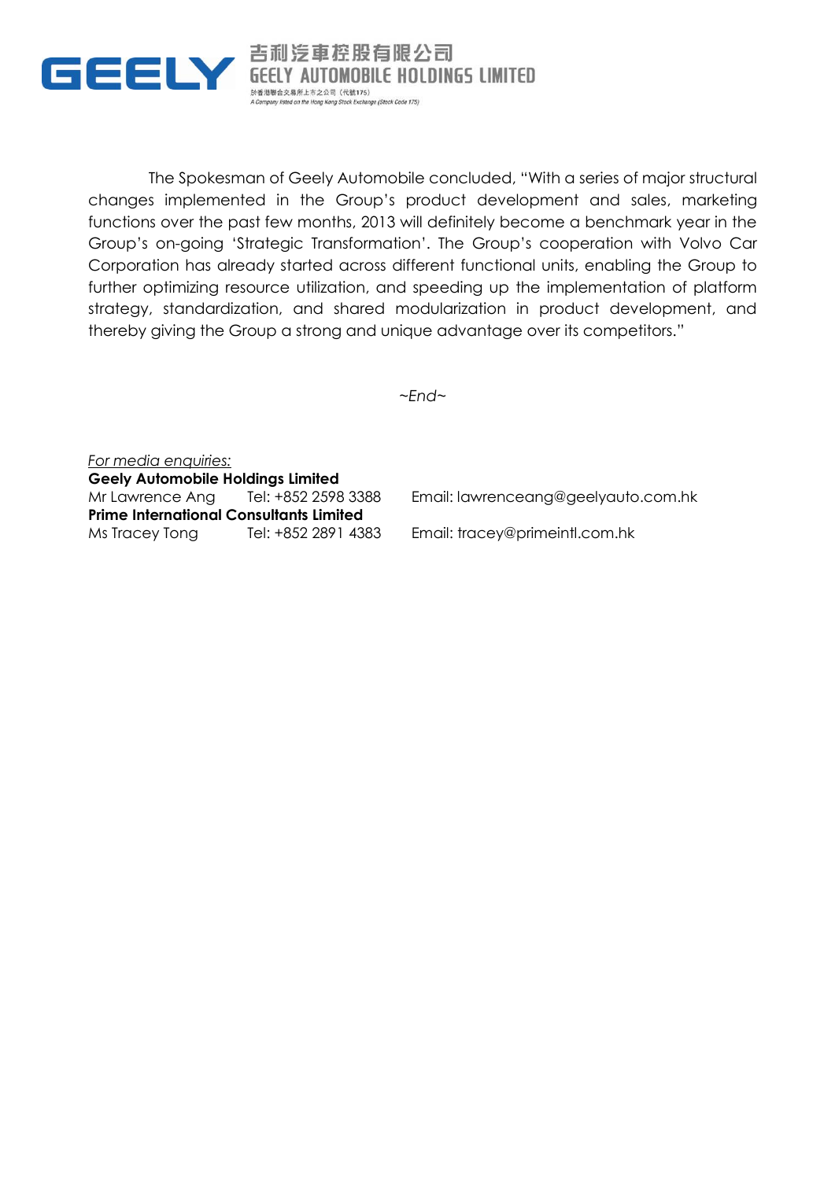The Spokesman of Geely Automobile concluded, "With a series of major structural changes implemented in the Group's product development and sales, marketing functions over the past few months, 2013 will definitely become a benchmark year in the Group's on-going 'Strategic Transformation'. The Group's cooperation with Volvo Car Corporation has already started across different functional units, enabling the Group to further optimizing resource utilization, and speeding up the implementation of platform strategy, standardization, and shared modularization in product development, and thereby giving the Group a strong and unique advantage over its competitors."

*~End~*

*For media enquiries:*

**Geely Automobile Holdings Limited**

Mr Lawrence Ang    Tel: +852 2598 3388    Email: lawrenceang@geelyauto.com.hk

**Prime International Consultants Limited**

Ms Tracey Tong    Tel: +852 2891 4383    Email: tracey@primeintl.com.hk